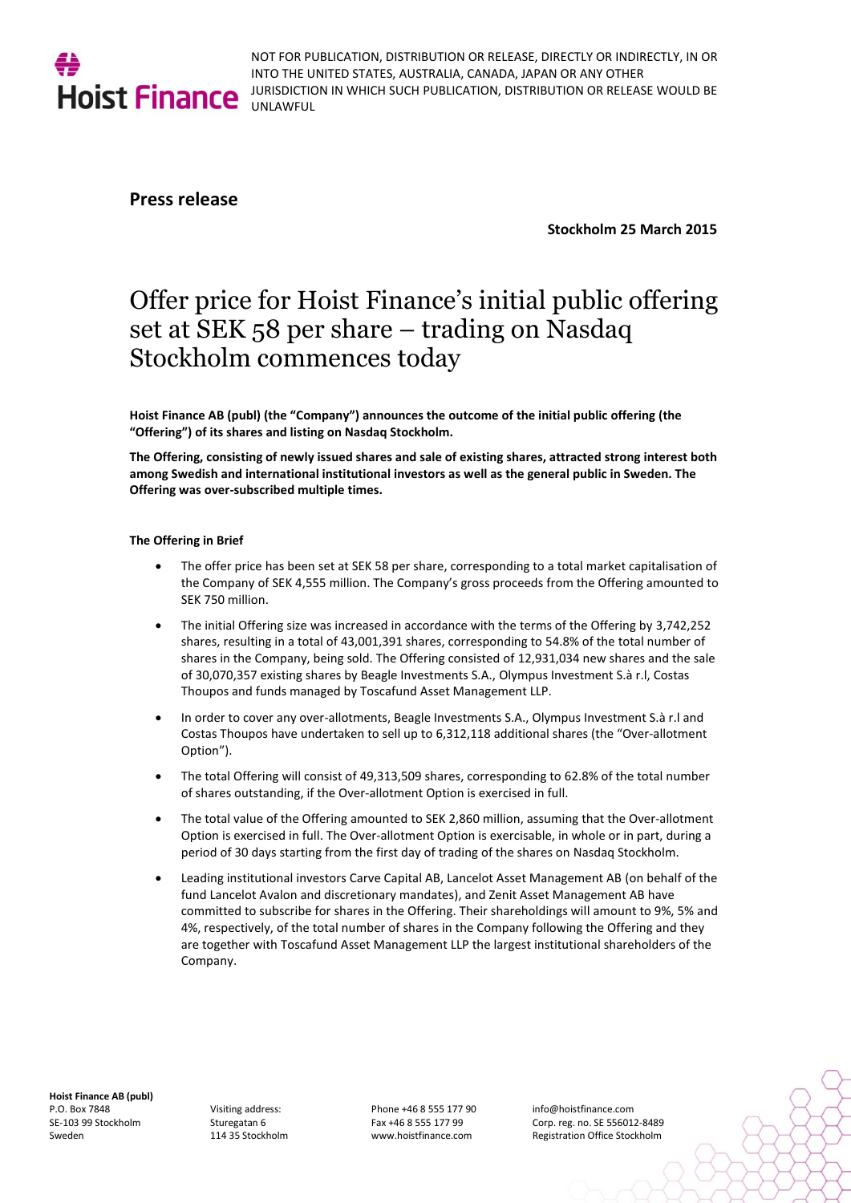NOT FOR PUBLICATION, DISTRIBUTION OR RELEASE, DIRECTLY OR INDIRECTLY, IN OR INTO THE UNITED STATES, AUSTRALIA, CANADA, JAPAN OR ANY OTHER JURISDICTION IN WHICH SUCH PUBLICATION, DISTRIBUTION OR RELEASE WOULD BE UNLAWFUL

**Press release**

**Stockholm 25 March 2015**

# Offer price for Hoist Finance's initial public offering set at SEK 58 per share – trading on Nasdaq Stockholm commences today

**Hoist Finance AB (publ) (the "Company") announces the outcome of the initial public offering (the "Offering") of its shares and listing on Nasdaq Stockholm.**

**The Offering, consisting of newly issued shares and sale of existing shares, attracted strong interest both among Swedish and international institutional investors as well as the general public in Sweden. The Offering was over-subscribed multiple times.**

**The Offering in Brief**

- The offer price has been set at SEK 58 per share, corresponding to a total market capitalisation of the Company of SEK 4,555 million. The Company's gross proceeds from the Offering amounted to SEK 750 million.
- The initial Offering size was increased in accordance with the terms of the Offering by 3,742,252 shares, resulting in a total of 43,001,391 shares, corresponding to 54.8% of the total number of shares in the Company, being sold. The Offering consisted of 12,931,034 new shares and the sale of 30,070,357 existing shares by Beagle Investments S.A., Olympus Investment S.à r.l, Costas Thoupos and funds managed by Toscafund Asset Management LLP.
- In order to cover any over-allotments, Beagle Investments S.A., Olympus Investment S.à r.l and Costas Thoupos have undertaken to sell up to 6,312,118 additional shares (the "Over-allotment Option").
- The total Offering will consist of 49,313,509 shares, corresponding to 62.8% of the total number of shares outstanding, if the Over-allotment Option is exercised in full.
- The total value of the Offering amounted to SEK 2,860 million, assuming that the Over-allotment Option is exercised in full. The Over-allotment Option is exercisable, in whole or in part, during a period of 30 days starting from the first day of trading of the shares on Nasdaq Stockholm.
- Leading institutional investors Carve Capital AB, Lancelot Asset Management AB (on behalf of the fund Lancelot Avalon and discretionary mandates), and Zenit Asset Management AB have committed to subscribe for shares in the Offering. Their shareholdings will amount to 9%, 5% and 4%, respectively, of the total number of shares in the Company following the Offering and they are together with Toscafund Asset Management LLP the largest institutional shareholders of the Company.

**Hoist Finance AB (publ)**
P.O. Box 7848
SE-103 99 Stockholm
Sweden

Visiting address:
Sturegatan 6
114 35 Stockholm

Phone +46 8 555 177 90
Fax +46 8 555 177 99
www.hoistfinance.com

info@hoistfinance.com
Corp. reg. no. SE 556012-8489
Registration Office Stockholm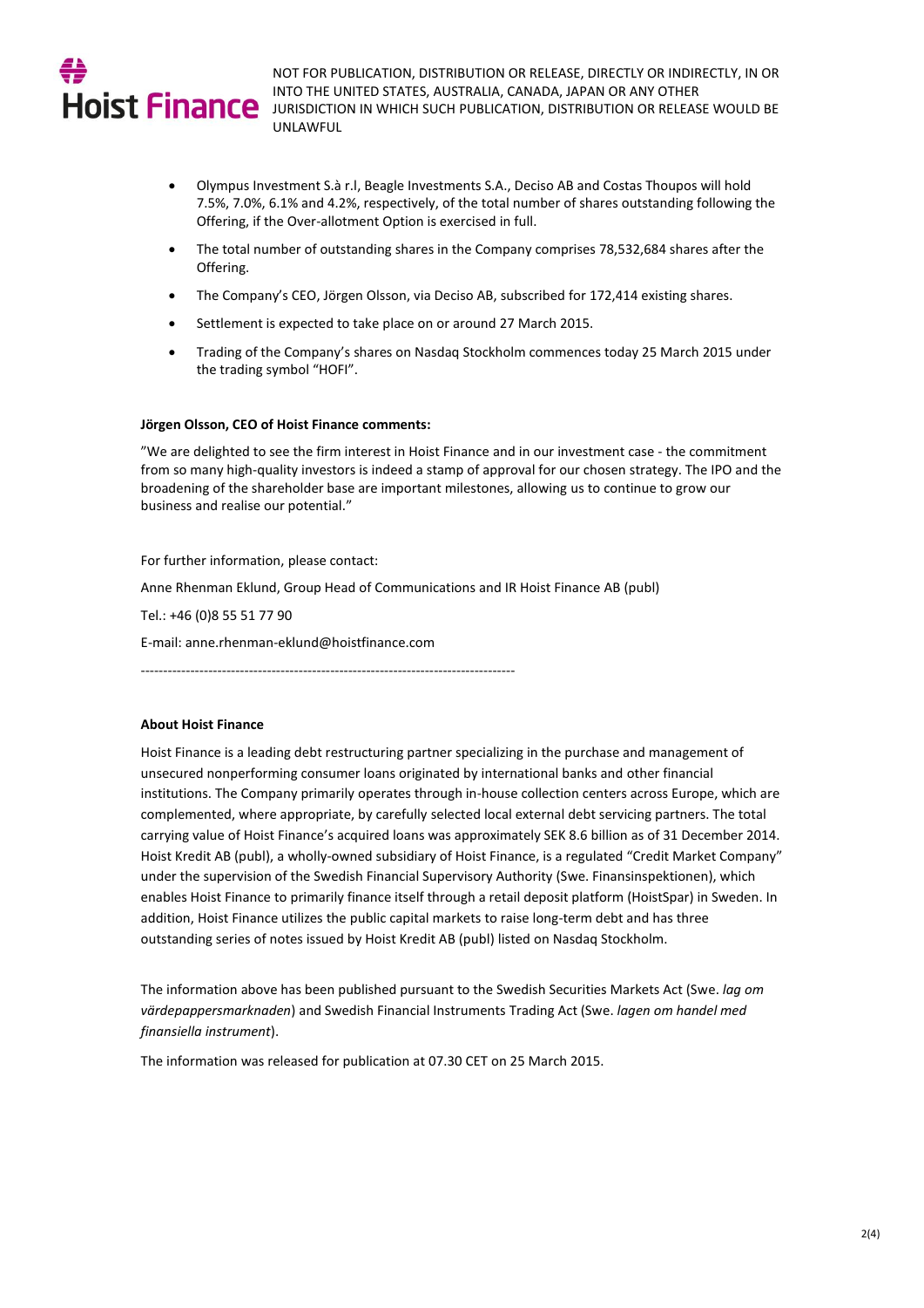- Olympus Investment S.à r.l, Beagle Investments S.A., Deciso AB and Costas Thoupos will hold 7.5%, 7.0%, 6.1% and 4.2%, respectively, of the total number of shares outstanding following the Offering, if the Over-allotment Option is exercised in full.
- The total number of outstanding shares in the Company comprises 78,532,684 shares after the Offering.
- The Company's CEO, Jörgen Olsson, via Deciso AB, subscribed for 172,414 existing shares.
- Settlement is expected to take place on or around 27 March 2015.
- Trading of the Company's shares on Nasdaq Stockholm commences today 25 March 2015 under the trading symbol "HOFI".

**Jörgen Olsson, CEO of Hoist Finance comments:**

"We are delighted to see the firm interest in Hoist Finance and in our investment case - the commitment from so many high-quality investors is indeed a stamp of approval for our chosen strategy. The IPO and the broadening of the shareholder base are important milestones, allowing us to continue to grow our business and realise our potential."

For further information, please contact:

Anne Rhenman Eklund, Group Head of Communications and IR Hoist Finance AB (publ)

Tel.: +46 (0)8 55 51 77 90

E-mail: anne.rhenman-eklund@hoistfinance.com

-----------------------------------------------------------------------------------

**About Hoist Finance**

Hoist Finance is a leading debt restructuring partner specializing in the purchase and management of unsecured nonperforming consumer loans originated by international banks and other financial institutions. The Company primarily operates through in-house collection centers across Europe, which are complemented, where appropriate, by carefully selected local external debt servicing partners. The total carrying value of Hoist Finance's acquired loans was approximately SEK 8.6 billion as of 31 December 2014. Hoist Kredit AB (publ), a wholly-owned subsidiary of Hoist Finance, is a regulated "Credit Market Company" under the supervision of the Swedish Financial Supervisory Authority (Swe. Finansinspektionen), which enables Hoist Finance to primarily finance itself through a retail deposit platform (HoistSpar) in Sweden. In addition, Hoist Finance utilizes the public capital markets to raise long-term debt and has three outstanding series of notes issued by Hoist Kredit AB (publ) listed on Nasdaq Stockholm.

The information above has been published pursuant to the Swedish Securities Markets Act (Swe. *lag om värdepappersmarknaden*) and Swedish Financial Instruments Trading Act (Swe. *lagen om handel med finansiella instrument*).

The information was released for publication at 07.30 CET on 25 March 2015.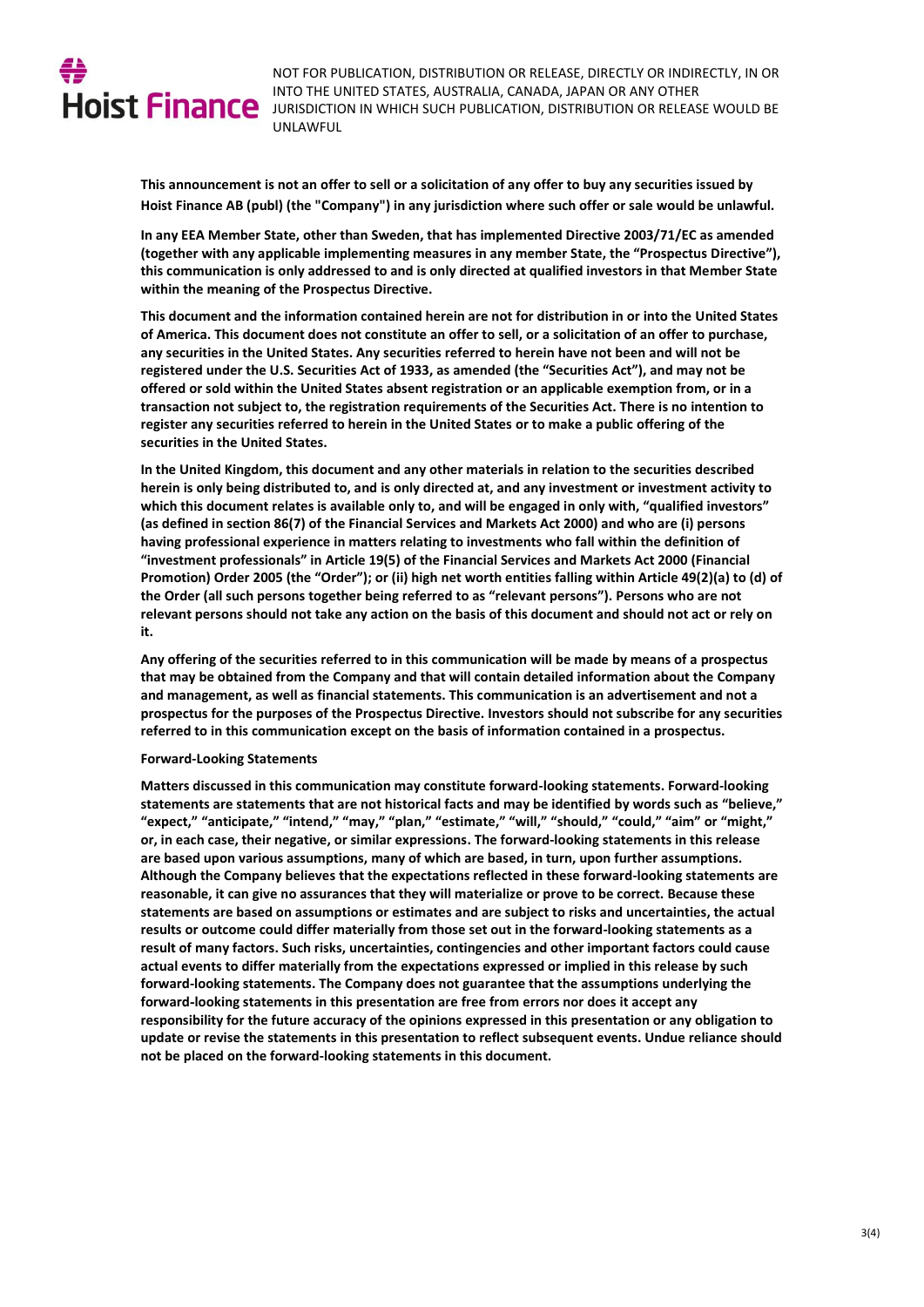NOT FOR PUBLICATION, DISTRIBUTION OR RELEASE, DIRECTLY OR INDIRECTLY, IN OR INTO THE UNITED STATES, AUSTRALIA, CANADA, JAPAN OR ANY OTHER JURISDICTION IN WHICH SUCH PUBLICATION, DISTRIBUTION OR RELEASE WOULD BE UNLAWFUL

**This announcement is not an offer to sell or a solicitation of any offer to buy any securities issued by Hoist Finance AB (publ) (the "Company") in any jurisdiction where such offer or sale would be unlawful.**

**In any EEA Member State, other than Sweden, that has implemented Directive 2003/71/EC as amended (together with any applicable implementing measures in any member State, the "Prospectus Directive"), this communication is only addressed to and is only directed at qualified investors in that Member State within the meaning of the Prospectus Directive.**

**This document and the information contained herein are not for distribution in or into the United States of America. This document does not constitute an offer to sell, or a solicitation of an offer to purchase, any securities in the United States. Any securities referred to herein have not been and will not be registered under the U.S. Securities Act of 1933, as amended (the "Securities Act"), and may not be offered or sold within the United States absent registration or an applicable exemption from, or in a transaction not subject to, the registration requirements of the Securities Act. There is no intention to register any securities referred to herein in the United States or to make a public offering of the securities in the United States.**

**In the United Kingdom, this document and any other materials in relation to the securities described herein is only being distributed to, and is only directed at, and any investment or investment activity to which this document relates is available only to, and will be engaged in only with, "qualified investors" (as defined in section 86(7) of the Financial Services and Markets Act 2000) and who are (i) persons having professional experience in matters relating to investments who fall within the definition of "investment professionals" in Article 19(5) of the Financial Services and Markets Act 2000 (Financial Promotion) Order 2005 (the "Order"); or (ii) high net worth entities falling within Article 49(2)(a) to (d) of the Order (all such persons together being referred to as "relevant persons"). Persons who are not relevant persons should not take any action on the basis of this document and should not act or rely on it.**

**Any offering of the securities referred to in this communication will be made by means of a prospectus that may be obtained from the Company and that will contain detailed information about the Company and management, as well as financial statements. This communication is an advertisement and not a prospectus for the purposes of the Prospectus Directive. Investors should not subscribe for any securities referred to in this communication except on the basis of information contained in a prospectus.**

**Forward-Looking Statements**

**Matters discussed in this communication may constitute forward-looking statements. Forward-looking statements are statements that are not historical facts and may be identified by words such as "believe," "expect," "anticipate," "intend," "may," "plan," "estimate," "will," "should," "could," "aim" or "might," or, in each case, their negative, or similar expressions. The forward-looking statements in this release are based upon various assumptions, many of which are based, in turn, upon further assumptions. Although the Company believes that the expectations reflected in these forward-looking statements are reasonable, it can give no assurances that they will materialize or prove to be correct. Because these statements are based on assumptions or estimates and are subject to risks and uncertainties, the actual results or outcome could differ materially from those set out in the forward-looking statements as a result of many factors. Such risks, uncertainties, contingencies and other important factors could cause actual events to differ materially from the expectations expressed or implied in this release by such forward-looking statements. The Company does not guarantee that the assumptions underlying the forward-looking statements in this presentation are free from errors nor does it accept any responsibility for the future accuracy of the opinions expressed in this presentation or any obligation to update or revise the statements in this presentation to reflect subsequent events. Undue reliance should not be placed on the forward-looking statements in this document.**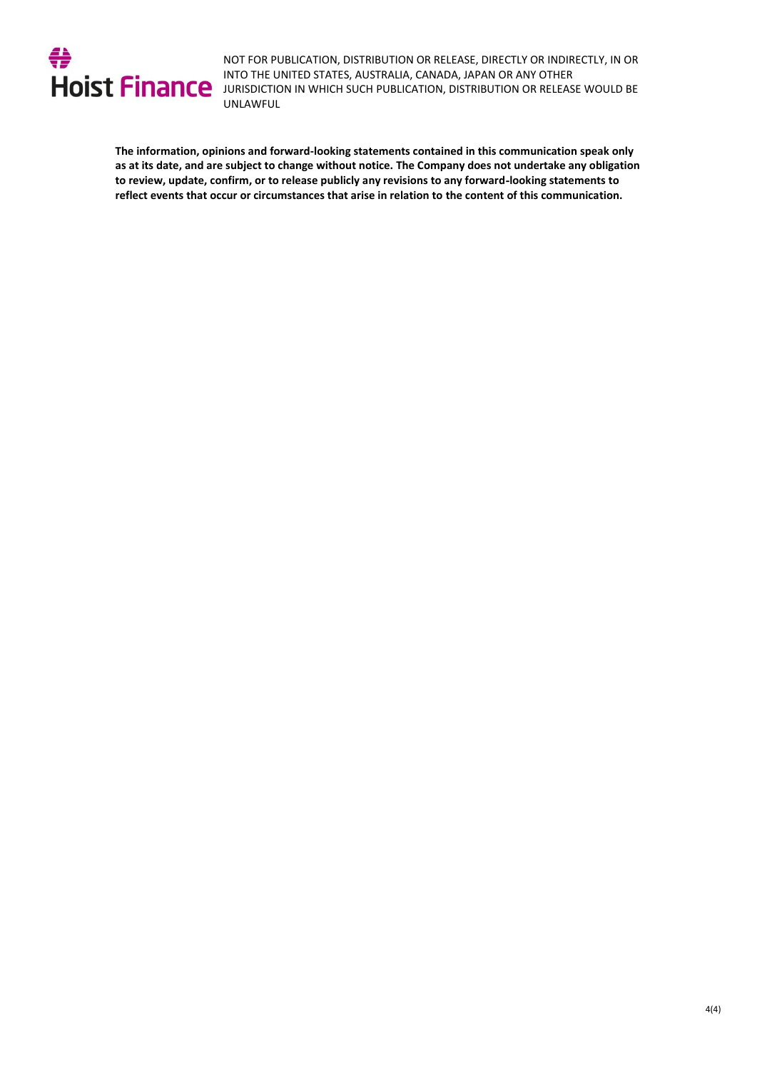**The information, opinions and forward-looking statements contained in this communication speak only as at its date, and are subject to change without notice. The Company does not undertake any obligation to review, update, confirm, or to release publicly any revisions to any forward-looking statements to reflect events that occur or circumstances that arise in relation to the content of this communication.**